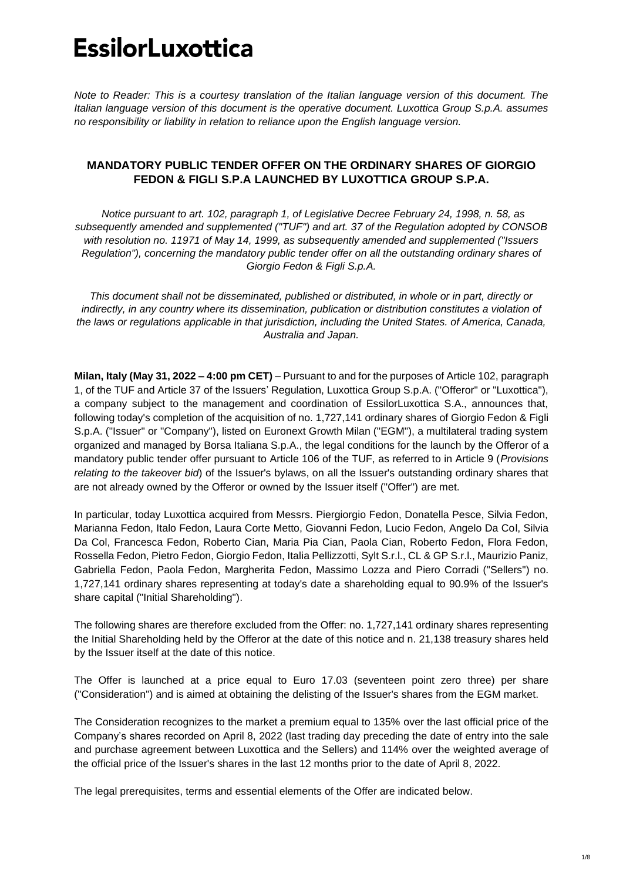# EssilorLuxottica

*Note to Reader: This is a courtesy translation of the Italian language version of this document. The Italian language version of this document is the operative document. Luxottica Group S.p.A. assumes no responsibility or liability in relation to reliance upon the English language version.*

## MANDATORY PUBLIC TENDER OFFER ON THE ORDINARY SHARES OF GIORGIO FEDON & FIGLI S.P.A LAUNCHED BY LUXOTTICA GROUP S.P.A.

*Notice pursuant to art. 102, paragraph 1, of Legislative Decree February 24, 1998, n. 58, as subsequently amended and supplemented ("TUF") and art. 37 of the Regulation adopted by CONSOB with resolution no. 11971 of May 14, 1999, as subsequently amended and supplemented ("Issuers Regulation"), concerning the mandatory public tender offer on all the outstanding ordinary shares of Giorgio Fedon & Figli S.p.A.*

*This document shall not be disseminated, published or distributed, in whole or in part, directly or indirectly, in any country where its dissemination, publication or distribution constitutes a violation of the laws or regulations applicable in that jurisdiction, including the United States. of America, Canada, Australia and Japan.*

**Milan, Italy (May 31, 2022 – 4:00 pm CET)** – Pursuant to and for the purposes of Article 102, paragraph 1, of the TUF and Article 37 of the Issuers' Regulation, Luxottica Group S.p.A. ("Offeror" or "Luxottica"), a company subject to the management and coordination of EssilorLuxottica S.A., announces that, following today's completion of the acquisition of no. 1,727,141 ordinary shares of Giorgio Fedon & Figli S.p.A. ("Issuer" or "Company"), listed on Euronext Growth Milan ("EGM"), a multilateral trading system organized and managed by Borsa Italiana S.p.A., the legal conditions for the launch by the Offeror of a mandatory public tender offer pursuant to Article 106 of the TUF, as referred to in Article 9 (*Provisions relating to the takeover bid*) of the Issuer's bylaws, on all the Issuer's outstanding ordinary shares that are not already owned by the Offeror or owned by the Issuer itself ("Offer") are met.

In particular, today Luxottica acquired from Messrs. Piergiorgio Fedon, Donatella Pesce, Silvia Fedon, Marianna Fedon, Italo Fedon, Laura Corte Metto, Giovanni Fedon, Lucio Fedon, Angelo Da Col, Silvia Da Col, Francesca Fedon, Roberto Cian, Maria Pia Cian, Paola Cian, Roberto Fedon, Flora Fedon, Rossella Fedon, Pietro Fedon, Giorgio Fedon, Italia Pellizzotti, Sylt S.r.l., CL & GP S.r.l., Maurizio Paniz, Gabriella Fedon, Paola Fedon, Margherita Fedon, Massimo Lozza and Piero Corradi ("Sellers") no. 1,727,141 ordinary shares representing at today's date a shareholding equal to 90.9% of the Issuer's share capital ("Initial Shareholding").

The following shares are therefore excluded from the Offer: no. 1,727,141 ordinary shares representing the Initial Shareholding held by the Offeror at the date of this notice and n. 21,138 treasury shares held by the Issuer itself at the date of this notice.

The Offer is launched at a price equal to Euro 17.03 (seventeen point zero three) per share ("Consideration") and is aimed at obtaining the delisting of the Issuer's shares from the EGM market.

The Consideration recognizes to the market a premium equal to 135% over the last official price of the Company's shares recorded on April 8, 2022 (last trading day preceding the date of entry into the sale and purchase agreement between Luxottica and the Sellers) and 114% over the weighted average of the official price of the Issuer's shares in the last 12 months prior to the date of April 8, 2022.

The legal prerequisites, terms and essential elements of the Offer are indicated below.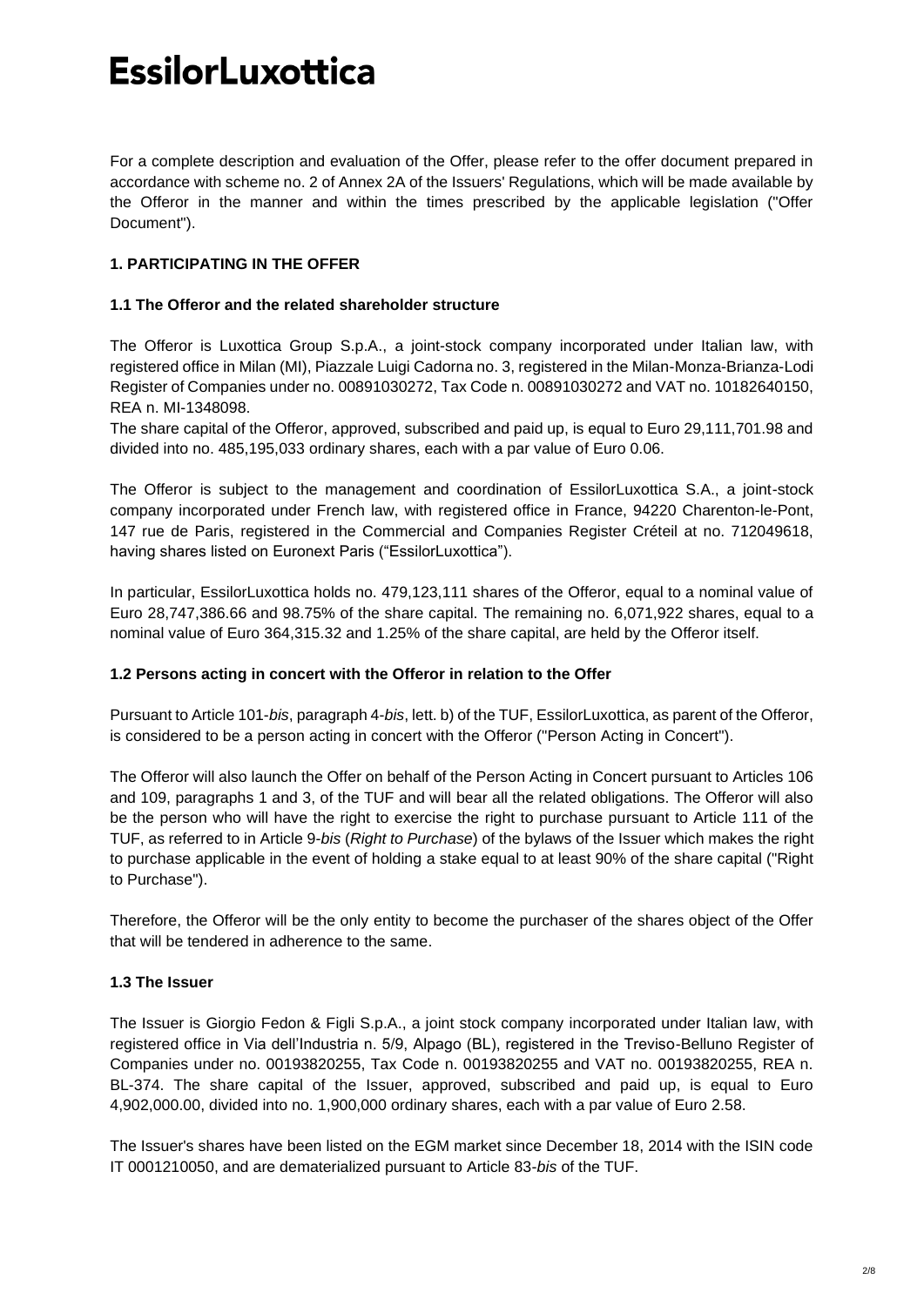For a complete description and evaluation of the Offer, please refer to the offer document prepared in accordance with scheme no. 2 of Annex 2A of the Issuers' Regulations, which will be made available by the Offeror in the manner and within the times prescribed by the applicable legislation ("Offer Document").

## 1. PARTICIPATING IN THE OFFER

### 1.1 The Offeror and the related shareholder structure

The Offeror is Luxottica Group S.p.A., a joint-stock company incorporated under Italian law, with registered office in Milan (MI), Piazzale Luigi Cadorna no. 3, registered in the Milan-Monza-Brianza-Lodi Register of Companies under no. 00891030272, Tax Code n. 00891030272 and VAT no. 10182640150, REA n. MI-1348098.

The share capital of the Offeror, approved, subscribed and paid up, is equal to Euro 29,111,701.98 and divided into no. 485,195,033 ordinary shares, each with a par value of Euro 0.06.

The Offeror is subject to the management and coordination of EssilorLuxottica S.A., a joint-stock company incorporated under French law, with registered office in France, 94220 Charenton-le-Pont, 147 rue de Paris, registered in the Commercial and Companies Register Créteil at no. 712049618, having shares listed on Euronext Paris ("EssilorLuxottica").

In particular, EssilorLuxottica holds no. 479,123,111 shares of the Offeror, equal to a nominal value of Euro 28,747,386.66 and 98.75% of the share capital. The remaining no. 6,071,922 shares, equal to a nominal value of Euro 364,315.32 and 1.25% of the share capital, are held by the Offeror itself.

### 1.2 Persons acting in concert with the Offeror in relation to the Offer

Pursuant to Article 101-*bis*, paragraph 4-*bis*, lett. b) of the TUF, EssilorLuxottica, as parent of the Offeror, is considered to be a person acting in concert with the Offeror ("Person Acting in Concert").

The Offeror will also launch the Offer on behalf of the Person Acting in Concert pursuant to Articles 106 and 109, paragraphs 1 and 3, of the TUF and will bear all the related obligations. The Offeror will also be the person who will have the right to exercise the right to purchase pursuant to Article 111 of the TUF, as referred to in Article 9-*bis* (*Right to Purchase*) of the bylaws of the Issuer which makes the right to purchase applicable in the event of holding a stake equal to at least 90% of the share capital ("Right to Purchase").

Therefore, the Offeror will be the only entity to become the purchaser of the shares object of the Offer that will be tendered in adherence to the same.

### 1.3 The Issuer

The Issuer is Giorgio Fedon & Figli S.p.A., a joint stock company incorporated under Italian law, with registered office in Via dell'Industria n. 5/9, Alpago (BL), registered in the Treviso-Belluno Register of Companies under no. 00193820255, Tax Code n. 00193820255 and VAT no. 00193820255, REA n. BL-374. The share capital of the Issuer, approved, subscribed and paid up, is equal to Euro 4,902,000.00, divided into no. 1,900,000 ordinary shares, each with a par value of Euro 2.58.

The Issuer's shares have been listed on the EGM market since December 18, 2014 with the ISIN code IT 0001210050, and are dematerialized pursuant to Article 83-*bis* of the TUF.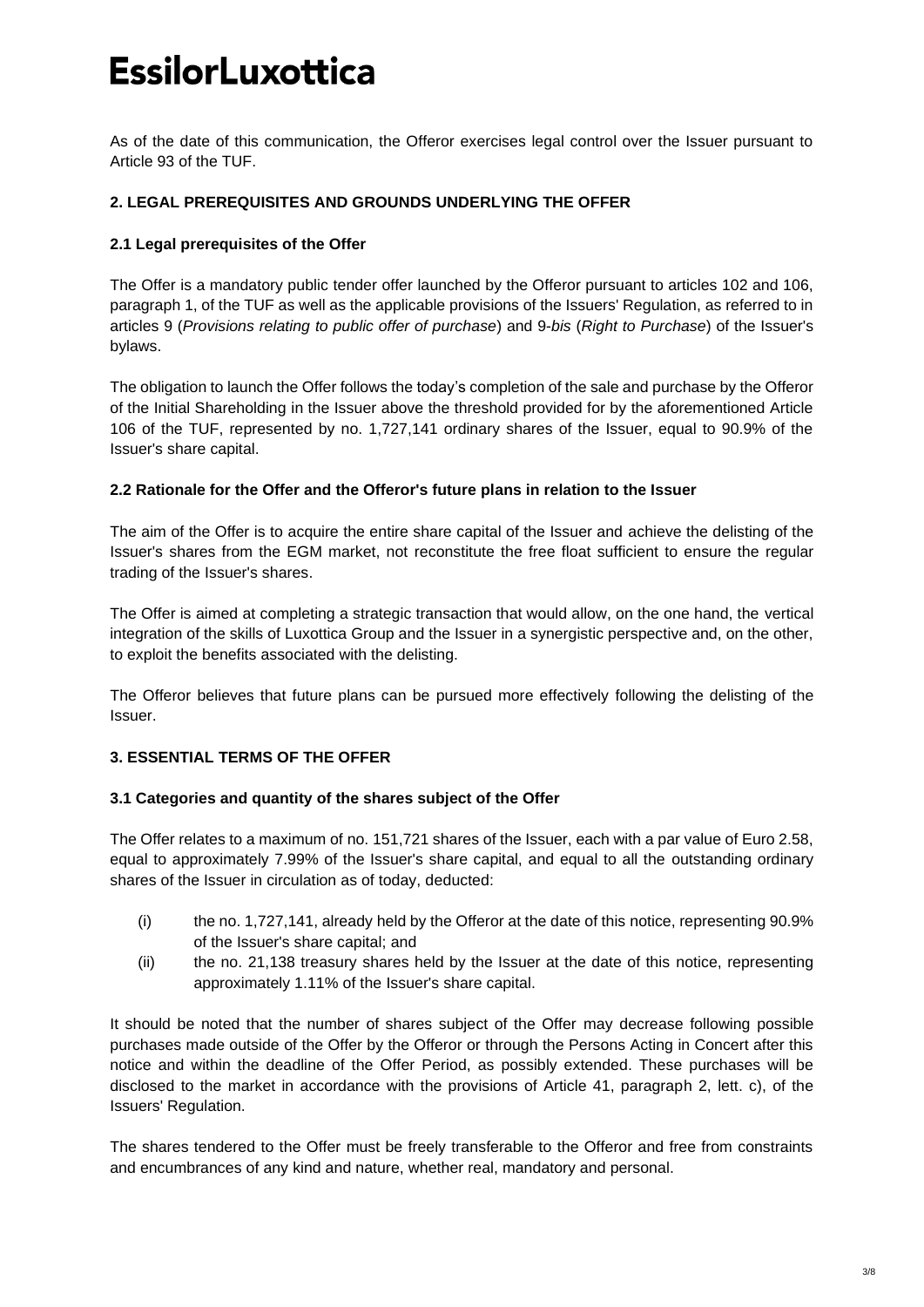As of the date of this communication, the Offeror exercises legal control over the Issuer pursuant to Article 93 of the TUF.

## 2. LEGAL PREREQUISITES AND GROUNDS UNDERLYING THE OFFER

### 2.1 Legal prerequisites of the Offer

The Offer is a mandatory public tender offer launched by the Offeror pursuant to articles 102 and 106, paragraph 1, of the TUF as well as the applicable provisions of the Issuers' Regulation, as referred to in articles 9 (*Provisions relating to public offer of purchase*) and 9-*bis* (*Right to Purchase*) of the Issuer's bylaws.

The obligation to launch the Offer follows the today's completion of the sale and purchase by the Offeror of the Initial Shareholding in the Issuer above the threshold provided for by the aforementioned Article 106 of the TUF, represented by no. 1,727,141 ordinary shares of the Issuer, equal to 90.9% of the Issuer's share capital.

### 2.2 Rationale for the Offer and the Offeror's future plans in relation to the Issuer

The aim of the Offer is to acquire the entire share capital of the Issuer and achieve the delisting of the Issuer's shares from the EGM market, not reconstitute the free float sufficient to ensure the regular trading of the Issuer's shares.

The Offer is aimed at completing a strategic transaction that would allow, on the one hand, the vertical integration of the skills of Luxottica Group and the Issuer in a synergistic perspective and, on the other, to exploit the benefits associated with the delisting.

The Offeror believes that future plans can be pursued more effectively following the delisting of the Issuer.

## 3. ESSENTIAL TERMS OF THE OFFER

### 3.1 Categories and quantity of the shares subject of the Offer

The Offer relates to a maximum of no. 151,721 shares of the Issuer, each with a par value of Euro 2.58, equal to approximately 7.99% of the Issuer's share capital, and equal to all the outstanding ordinary shares of the Issuer in circulation as of today, deducted:

(i) the no. 1,727,141, already held by the Offeror at the date of this notice, representing 90.9% of the Issuer's share capital; and

(ii) the no. 21,138 treasury shares held by the Issuer at the date of this notice, representing approximately 1.11% of the Issuer's share capital.

It should be noted that the number of shares subject of the Offer may decrease following possible purchases made outside of the Offer by the Offeror or through the Persons Acting in Concert after this notice and within the deadline of the Offer Period, as possibly extended. These purchases will be disclosed to the market in accordance with the provisions of Article 41, paragraph 2, lett. c), of the Issuers' Regulation.

The shares tendered to the Offer must be freely transferable to the Offeror and free from constraints and encumbrances of any kind and nature, whether real, mandatory and personal.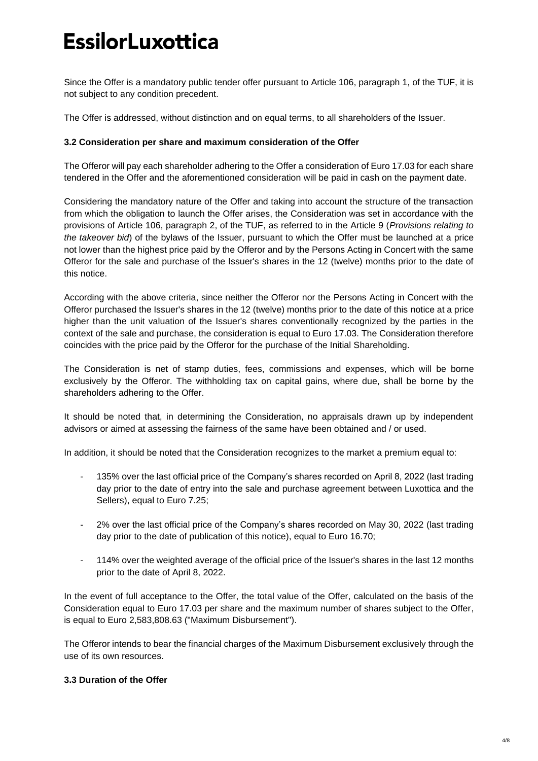Since the Offer is a mandatory public tender offer pursuant to Article 106, paragraph 1, of the TUF, it is not subject to any condition precedent.

The Offer is addressed, without distinction and on equal terms, to all shareholders of the Issuer.

### 3.2 Consideration per share and maximum consideration of the Offer

The Offeror will pay each shareholder adhering to the Offer a consideration of Euro 17.03 for each share tendered in the Offer and the aforementioned consideration will be paid in cash on the payment date.

Considering the mandatory nature of the Offer and taking into account the structure of the transaction from which the obligation to launch the Offer arises, the Consideration was set in accordance with the provisions of Article 106, paragraph 2, of the TUF, as referred to in the Article 9 (*Provisions relating to the takeover bid*) of the bylaws of the Issuer, pursuant to which the Offer must be launched at a price not lower than the highest price paid by the Offeror and by the Persons Acting in Concert with the same Offeror for the sale and purchase of the Issuer's shares in the 12 (twelve) months prior to the date of this notice.

According with the above criteria, since neither the Offeror nor the Persons Acting in Concert with the Offeror purchased the Issuer's shares in the 12 (twelve) months prior to the date of this notice at a price higher than the unit valuation of the Issuer's shares conventionally recognized by the parties in the context of the sale and purchase, the consideration is equal to Euro 17.03. The Consideration therefore coincides with the price paid by the Offeror for the purchase of the Initial Shareholding.

The Consideration is net of stamp duties, fees, commissions and expenses, which will be borne exclusively by the Offeror. The withholding tax on capital gains, where due, shall be borne by the shareholders adhering to the Offer.

It should be noted that, in determining the Consideration, no appraisals drawn up by independent advisors or aimed at assessing the fairness of the same have been obtained and / or used.

In addition, it should be noted that the Consideration recognizes to the market a premium equal to:

- 135% over the last official price of the Company's shares recorded on April 8, 2022 (last trading day prior to the date of entry into the sale and purchase agreement between Luxottica and the Sellers), equal to Euro 7.25;
- 2% over the last official price of the Company's shares recorded on May 30, 2022 (last trading day prior to the date of publication of this notice), equal to Euro 16.70;
- 114% over the weighted average of the official price of the Issuer's shares in the last 12 months prior to the date of April 8, 2022.

In the event of full acceptance to the Offer, the total value of the Offer, calculated on the basis of the Consideration equal to Euro 17.03 per share and the maximum number of shares subject to the Offer, is equal to Euro 2,583,808.63 ("Maximum Disbursement").

The Offeror intends to bear the financial charges of the Maximum Disbursement exclusively through the use of its own resources.

### 3.3 Duration of the Offer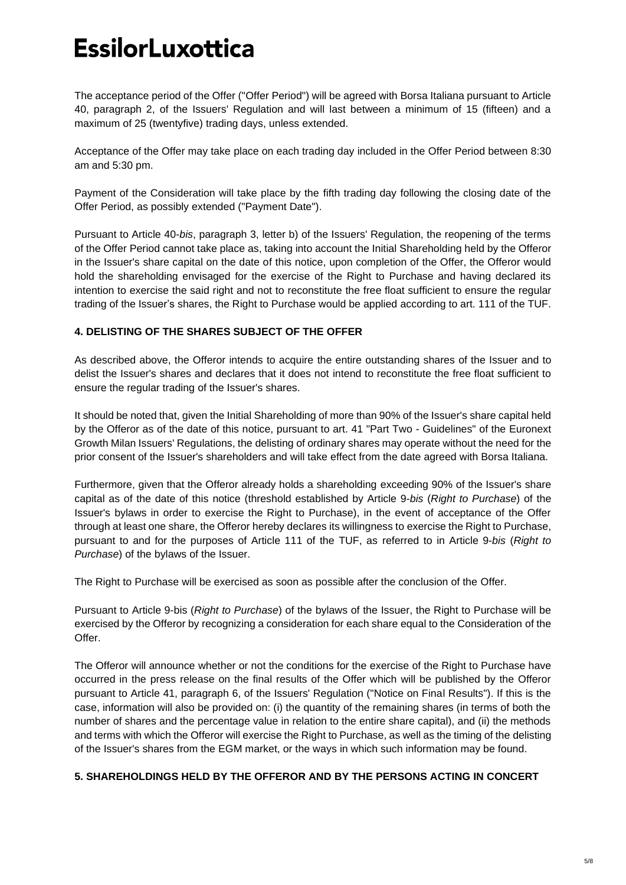The acceptance period of the Offer ("Offer Period") will be agreed with Borsa Italiana pursuant to Article 40, paragraph 2, of the Issuers' Regulation and will last between a minimum of 15 (fifteen) and a maximum of 25 (twentyfive) trading days, unless extended.

Acceptance of the Offer may take place on each trading day included in the Offer Period between 8:30 am and 5:30 pm.

Payment of the Consideration will take place by the fifth trading day following the closing date of the Offer Period, as possibly extended ("Payment Date").

Pursuant to Article 40-*bis*, paragraph 3, letter b) of the Issuers' Regulation, the reopening of the terms of the Offer Period cannot take place as, taking into account the Initial Shareholding held by the Offeror in the Issuer's share capital on the date of this notice, upon completion of the Offer, the Offeror would hold the shareholding envisaged for the exercise of the Right to Purchase and having declared its intention to exercise the said right and not to reconstitute the free float sufficient to ensure the regular trading of the Issuer's shares, the Right to Purchase would be applied according to art. 111 of the TUF.

## 4. DELISTING OF THE SHARES SUBJECT OF THE OFFER

As described above, the Offeror intends to acquire the entire outstanding shares of the Issuer and to delist the Issuer's shares and declares that it does not intend to reconstitute the free float sufficient to ensure the regular trading of the Issuer's shares.

It should be noted that, given the Initial Shareholding of more than 90% of the Issuer's share capital held by the Offeror as of the date of this notice, pursuant to art. 41 "Part Two - Guidelines" of the Euronext Growth Milan Issuers' Regulations, the delisting of ordinary shares may operate without the need for the prior consent of the Issuer's shareholders and will take effect from the date agreed with Borsa Italiana.

Furthermore, given that the Offeror already holds a shareholding exceeding 90% of the Issuer's share capital as of the date of this notice (threshold established by Article 9-*bis* (*Right to Purchase*) of the Issuer's bylaws in order to exercise the Right to Purchase), in the event of acceptance of the Offer through at least one share, the Offeror hereby declares its willingness to exercise the Right to Purchase, pursuant to and for the purposes of Article 111 of the TUF, as referred to in Article 9-*bis* (*Right to Purchase*) of the bylaws of the Issuer.

The Right to Purchase will be exercised as soon as possible after the conclusion of the Offer.

Pursuant to Article 9-bis (*Right to Purchase*) of the bylaws of the Issuer, the Right to Purchase will be exercised by the Offeror by recognizing a consideration for each share equal to the Consideration of the Offer.

The Offeror will announce whether or not the conditions for the exercise of the Right to Purchase have occurred in the press release on the final results of the Offer which will be published by the Offeror pursuant to Article 41, paragraph 6, of the Issuers' Regulation ("Notice on Final Results"). If this is the case, information will also be provided on: (i) the quantity of the remaining shares (in terms of both the number of shares and the percentage value in relation to the entire share capital), and (ii) the methods and terms with which the Offeror will exercise the Right to Purchase, as well as the timing of the delisting of the Issuer's shares from the EGM market, or the ways in which such information may be found.

## 5. SHAREHOLDINGS HELD BY THE OFFEROR AND BY THE PERSONS ACTING IN CONCERT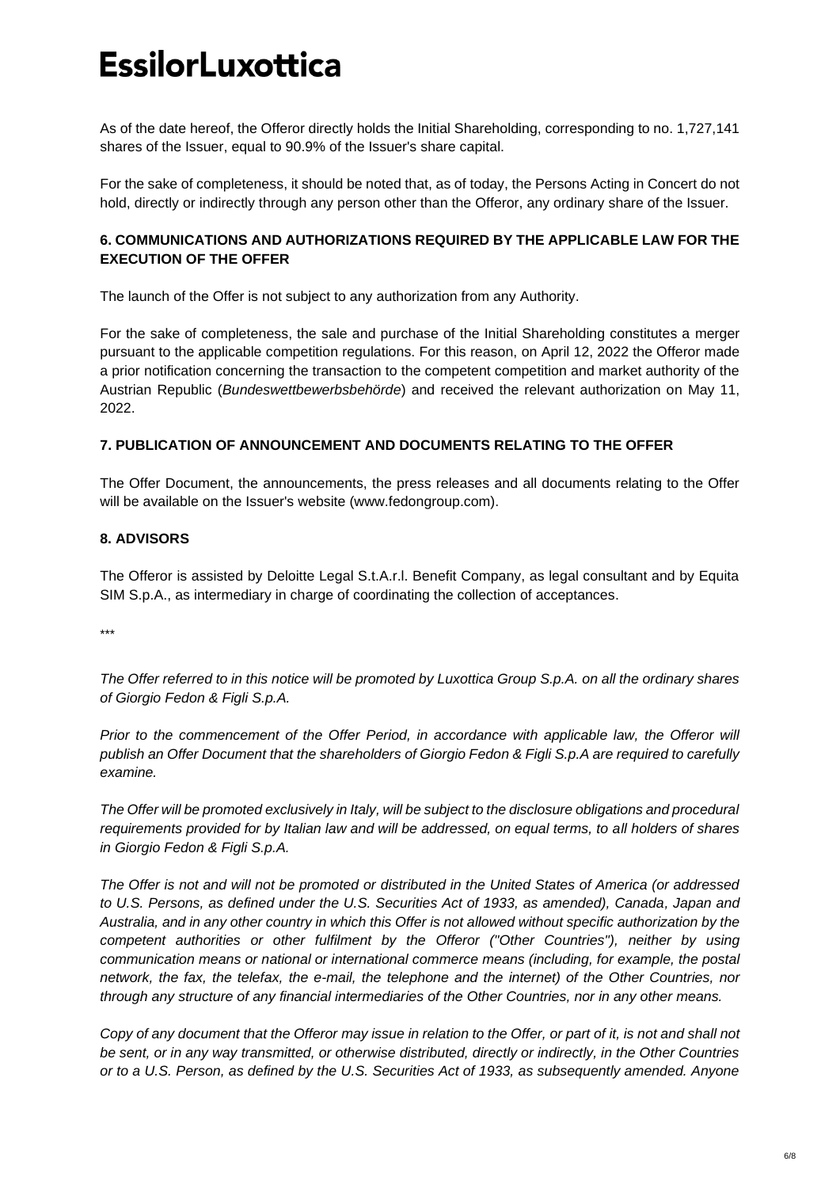As of the date hereof, the Offeror directly holds the Initial Shareholding, corresponding to no. 1,727,141 shares of the Issuer, equal to 90.9% of the Issuer's share capital.

For the sake of completeness, it should be noted that, as of today, the Persons Acting in Concert do not hold, directly or indirectly through any person other than the Offeror, any ordinary share of the Issuer.

## 6. COMMUNICATIONS AND AUTHORIZATIONS REQUIRED BY THE APPLICABLE LAW FOR THE EXECUTION OF THE OFFER

The launch of the Offer is not subject to any authorization from any Authority.

For the sake of completeness, the sale and purchase of the Initial Shareholding constitutes a merger pursuant to the applicable competition regulations. For this reason, on April 12, 2022 the Offeror made a prior notification concerning the transaction to the competent competition and market authority of the Austrian Republic (*Bundeswettbewerbsbehörde*) and received the relevant authorization on May 11, 2022.

## 7. PUBLICATION OF ANNOUNCEMENT AND DOCUMENTS RELATING TO THE OFFER

The Offer Document, the announcements, the press releases and all documents relating to the Offer will be available on the Issuer's website (www.fedongroup.com).

## 8. ADVISORS

The Offeror is assisted by Deloitte Legal S.t.A.r.l. Benefit Company, as legal consultant and by Equita SIM S.p.A., as intermediary in charge of coordinating the collection of acceptances.

\*\*\*

*The Offer referred to in this notice will be promoted by Luxottica Group S.p.A. on all the ordinary shares of Giorgio Fedon & Figli S.p.A.*

*Prior to the commencement of the Offer Period, in accordance with applicable law, the Offeror will publish an Offer Document that the shareholders of Giorgio Fedon & Figli S.p.A are required to carefully examine.*

*The Offer will be promoted exclusively in Italy, will be subject to the disclosure obligations and procedural requirements provided for by Italian law and will be addressed, on equal terms, to all holders of shares in Giorgio Fedon & Figli S.p.A.*

*The Offer is not and will not be promoted or distributed in the United States of America (or addressed to U.S. Persons, as defined under the U.S. Securities Act of 1933, as amended), Canada, Japan and Australia, and in any other country in which this Offer is not allowed without specific authorization by the competent authorities or other fulfilment by the Offeror ("Other Countries"), neither by using communication means or national or international commerce means (including, for example, the postal network, the fax, the telefax, the e-mail, the telephone and the internet) of the Other Countries, nor through any structure of any financial intermediaries of the Other Countries, nor in any other means.*

*Copy of any document that the Offeror may issue in relation to the Offer, or part of it, is not and shall not be sent, or in any way transmitted, or otherwise distributed, directly or indirectly, in the Other Countries or to a U.S. Person, as defined by the U.S. Securities Act of 1933, as subsequently amended. Anyone*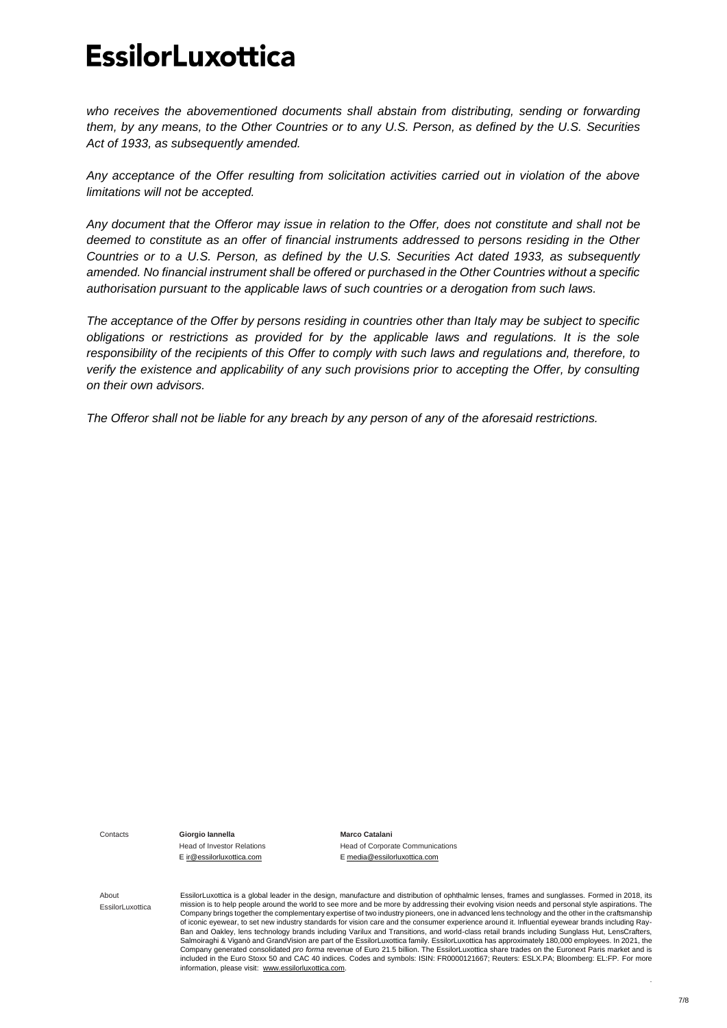*who receives the abovementioned documents shall abstain from distributing, sending or forwarding them, by any means, to the Other Countries or to any U.S. Person, as defined by the U.S. Securities Act of 1933, as subsequently amended.*

*Any acceptance of the Offer resulting from solicitation activities carried out in violation of the above limitations will not be accepted.*

*Any document that the Offeror may issue in relation to the Offer, does not constitute and shall not be deemed to constitute as an offer of financial instruments addressed to persons residing in the Other Countries or to a U.S. Person, as defined by the U.S. Securities Act dated 1933, as subsequently amended. No financial instrument shall be offered or purchased in the Other Countries without a specific authorisation pursuant to the applicable laws of such countries or a derogation from such laws.*

*The acceptance of the Offer by persons residing in countries other than Italy may be subject to specific obligations or restrictions as provided for by the applicable laws and regulations. It is the sole responsibility of the recipients of this Offer to comply with such laws and regulations and, therefore, to verify the existence and applicability of any such provisions prior to accepting the Offer, by consulting on their own advisors.*

*The Offeror shall not be liable for any breach by any person of any of the aforesaid restrictions.*

Contacts

**Giorgio Iannella**
Head of Investor Relations
E ir@essilorluxottica.com

**Marco Catalani**
Head of Corporate Communications
E media@essilorluxottica.com

About EssilorLuxottica

EssilorLuxottica is a global leader in the design, manufacture and distribution of ophthalmic lenses, frames and sunglasses. Formed in 2018, its mission is to help people around the world to see more and be more by addressing their evolving vision needs and personal style aspirations. The Company brings together the complementary expertise of two industry pioneers, one in advanced lens technology and the other in the craftsmanship of iconic eyewear, to set new industry standards for vision care and the consumer experience around it. Influential eyewear brands including Ray-Ban and Oakley, lens technology brands including Varilux and Transitions, and world-class retail brands including Sunglass Hut, LensCrafters, Salmoiraghi & Viganò and GrandVision are part of the EssilorLuxottica family. EssilorLuxottica has approximately 180,000 employees. In 2021, the Company generated consolidated *pro forma* revenue of Euro 21.5 billion. The EssilorLuxottica share trades on the Euronext Paris market and is included in the Euro Stoxx 50 and CAC 40 indices. Codes and symbols: ISIN: FR0000121667; Reuters: ESLX.PA; Bloomberg: EL:FP. For more information, please visit: www.essilorluxottica.com.